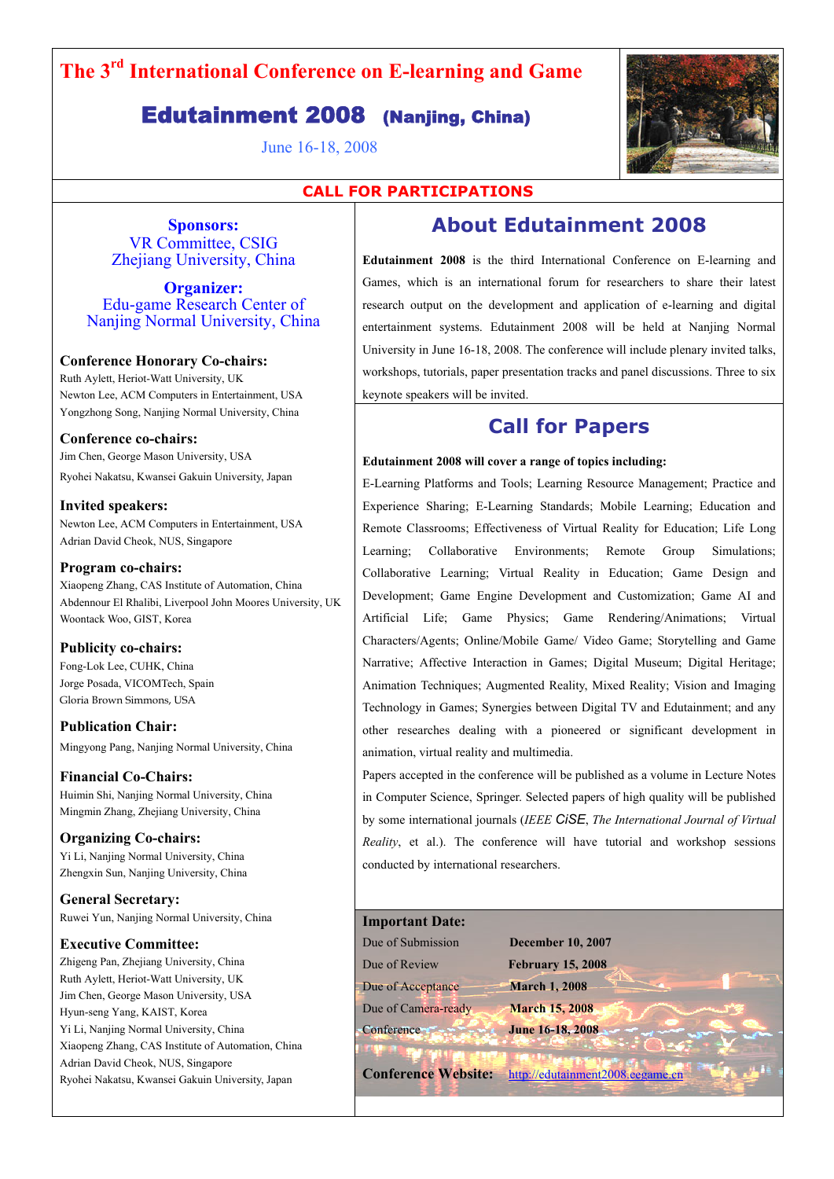# The 3rd International Conference on E-learning and Game

## Edutainment 2008 (Nanjing, China)

June 16-18, 2008

**CALL FOR PARTICIPATIONS**

**Sponsors:**
VR Committee, CSIG
Zhejiang University, China

**Organizer:**
Edu-game Research Center of
Nanjing Normal University, China

**Conference Honorary Co-chairs:**
Ruth Aylett, Heriot-Watt University, UK
Newton Lee, ACM Computers in Entertainment, USA
Yongzhong Song, Nanjing Normal University, China

**Conference co-chairs:**
Jim Chen, George Mason University, USA
Ryohei Nakatsu, Kwansei Gakuin University, Japan

**Invited speakers:**
Newton Lee, ACM Computers in Entertainment, USA
Adrian David Cheok, NUS, Singapore

**Program co-chairs:**
Xiaopeng Zhang, CAS Institute of Automation, China
Abdennour El Rhalibi, Liverpool John Moores University, UK
Woontack Woo, GIST, Korea

**Publicity co-chairs:**
Fong-Lok Lee, CUHK, China
Jorge Posada, VICOMTech, Spain
Gloria Brown Simmons, USA

**Publication Chair:**
Mingyong Pang, Nanjing Normal University, China

**Financial Co-Chairs:**
Huimin Shi, Nanjing Normal University, China
Mingmin Zhang, Zhejiang University, China

**Organizing Co-chairs:**
Yi Li, Nanjing Normal University, China
Zhengxin Sun, Nanjing University, China

**General Secretary:**
Ruwei Yun, Nanjing Normal University, China

**Executive Committee:**
Zhigeng Pan, Zhejiang University, China
Ruth Aylett, Heriot-Watt University, UK
Jim Chen, George Mason University, USA
Hyun-seng Yang, KAIST, Korea
Yi Li, Nanjing Normal University, China
Xiaopeng Zhang, CAS Institute of Automation, China
Adrian David Cheok, NUS, Singapore
Ryohei Nakatsu, Kwansei Gakuin University, Japan

## About Edutainment 2008

**Edutainment 2008** is the third International Conference on E-learning and Games, which is an international forum for researchers to share their latest research output on the development and application of e-learning and digital entertainment systems. Edutainment 2008 will be held at Nanjing Normal University in June 16-18, 2008. The conference will include plenary invited talks, workshops, tutorials, paper presentation tracks and panel discussions. Three to six keynote speakers will be invited.

## Call for Papers

**Edutainment 2008 will cover a range of topics including:**

E-Learning Platforms and Tools; Learning Resource Management; Practice and Experience Sharing; E-Learning Standards; Mobile Learning; Education and Remote Classrooms; Effectiveness of Virtual Reality for Education; Life Long Learning; Collaborative Environments; Remote Group Simulations; Collaborative Learning; Virtual Reality in Education; Game Design and Development; Game Engine Development and Customization; Game AI and Artificial Life; Game Physics; Game Rendering/Animations; Virtual Characters/Agents; Online/Mobile Game/ Video Game; Storytelling and Game Narrative; Affective Interaction in Games; Digital Museum; Digital Heritage; Animation Techniques; Augmented Reality, Mixed Reality; Vision and Imaging Technology in Games; Synergies between Digital TV and Edutainment; and any other researches dealing with a pioneered or significant development in animation, virtual reality and multimedia.

Papers accepted in the conference will be published as a volume in Lecture Notes in Computer Science, Springer. Selected papers of high quality will be published by some international journals (*IEEE CiSE*, *The International Journal of Virtual Reality*, et al.). The conference will have tutorial and workshop sessions conducted by international researchers.

**Important Date:**

| | |
|---|---|
| Due of Submission | **December 10, 2007** |
| Due of Review | **February 15, 2008** |
| Due of Acceptance | **March 1, 2008** |
| Due of Camera-ready | **March 15, 2008** |
| Conference | **June 16-18, 2008** |

**Conference Website:** http://edutainment2008.eegame.cn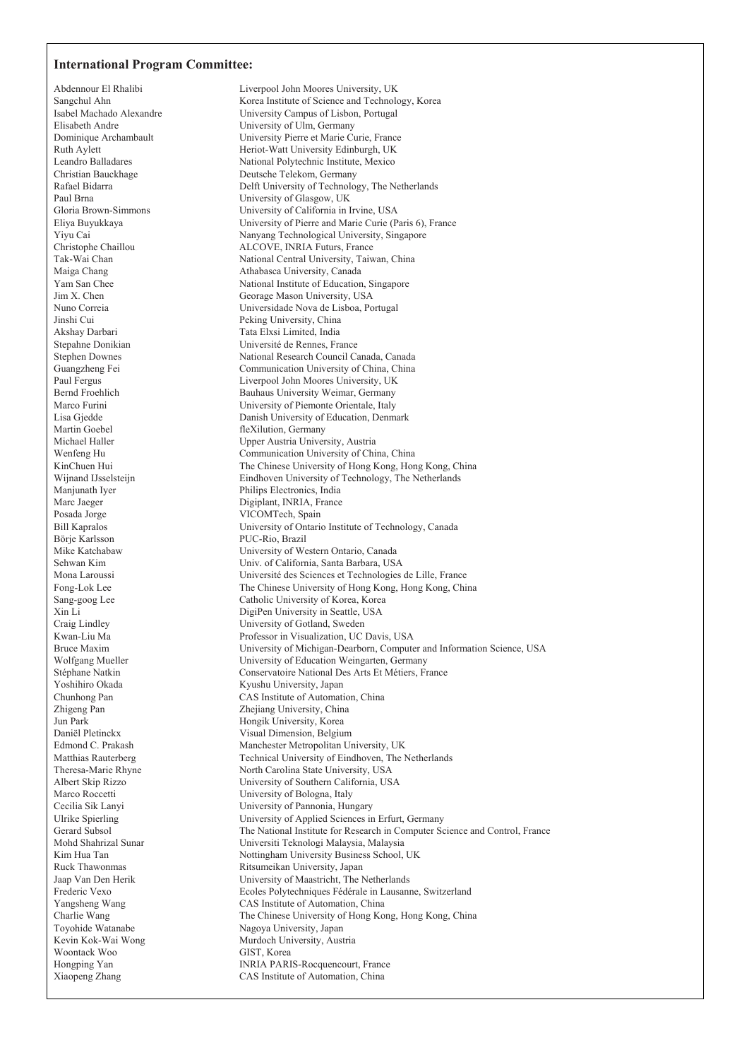## International Program Committee:

| | |
|---|---|
| Abdennour El Rhalibi | Liverpool John Moores University, UK |
| Sangchul Ahn | Korea Institute of Science and Technology, Korea |
| Isabel Machado Alexandre | University Campus of Lisbon, Portugal |
| Elisabeth Andre | University of Ulm, Germany |
| Dominique Archambault | University Pierre et Marie Curie, France |
| Ruth Aylett | Heriot-Watt University Edinburgh, UK |
| Leandro Balladares | National Polytechnic Institute, Mexico |
| Christian Bauckhage | Deutsche Telekom, Germany |
| Rafael Bidarra | Delft University of Technology, The Netherlands |
| Paul Brna | University of Glasgow, UK |
| Gloria Brown-Simmons | University of California in Irvine, USA |
| Eliya Buyukkaya | University of Pierre and Marie Curie (Paris 6), France |
| Yiyu Cai | Nanyang Technological University, Singapore |
| Christophe Chaillou | ALCOVE, INRIA Futurs, France |
| Tak-Wai Chan | National Central University, Taiwan, China |
| Maiga Chang | Athabasca University, Canada |
| Yam San Chee | National Institute of Education, Singapore |
| Jim X. Chen | Gerorge Mason University, USA |
| Nuno Correia | Universidade Nova de Lisboa, Portugal |
| Jinshi Cui | Peking University, China |
| Akshay Darbari | Tata Elxsi Limited, India |
| Stepahne Donikian | Université de Rennes, France |
| Stephen Downes | National Research Council Canada, Canada |
| Guangzheng Fei | Communication University of China, China |
| Paul Fergus | Liverpool John Moores University, UK |
| Bernd Froehlich | Bauhaus University Weimar, Germany |
| Marco Furini | University of Piemonte Orientale, Italy |
| Lisa Gjedde | Danish University of Education, Denmark |
| Martin Goebel | fleXilution, Germany |
| Michael Haller | Upper Austria University, Austria |
| Wenfeng Hu | Communication University of China, China |
| KinChuen Hui | The Chinese University of Hong Kong, Hong Kong, China |
| Wijnand IJsselsteijn | Eindhoven University of Technology, The Netherlands |
| Manjunath Iyer | Philips Electronics, India |
| Marc Jaeger | Digiplant, INRIA, France |
| Posada Jorge | VICOMTech, Spain |
| Bill Kapralos | University of Ontario Institute of Technology, Canada |
| Börje Karlsson | PUC-Rio, Brazil |
| Mike Katchabaw | University of Western Ontario, Canada |
| Sehwan Kim | Univ. of California, Santa Barbara, USA |
| Mona Laroussi | Université des Sciences et Technologies de Lille, France |
| Fong-Lok Lee | The Chinese University of Hong Kong, Hong Kong, China |
| Sang-goog Lee | Catholic University of Korea, Korea |
| Xin Li | DigiPen University in Seattle, USA |
| Craig Lindley | University of Gotland, Sweden |
| Kwan-Liu Ma | Professor in Visualization, UC Davis, USA |
| Bruce Maxim | University of Michigan-Dearborn, Computer and Information Science, USA |
| Wolfgang Mueller | University of Education Weingarten, Germany |
| Stéphane Natkin | Conservatoire National Des Arts Et Métiers, France |
| Yoshihiro Okada | Kyushu University, Japan |
| Chunhong Pan | CAS Institute of Automation, China |
| Zhigeng Pan | Zhejiang University, China |
| Jun Park | Hongik University, Korea |
| Daniël Pletinckx | Visual Dimension, Belgium |
| Edmond C. Prakash | Manchester Metropolitan University, UK |
| Matthias Rauterberg | Technical University of Eindhoven, The Netherlands |
| Theresa-Marie Rhyne | North Carolina State University, USA |
| Albert Skip Rizzo | University of Southern California, USA |
| Marco Roccetti | University of Bologna, Italy |
| Cecilia Sik Lanyi | University of Pannonia, Hungary |
| Ulrike Spierling | University of Applied Sciences in Erfurt, Germany |
| Gerard Subsol | The National Institute for Research in Computer Science and Control, France |
| Mohd Shahrizal Sunar | Universiti Teknologi Malaysia, Malaysia |
| Kim Hua Tan | Nottingham University Business School, UK |
| Ruck Thawonmas | Ritsumeikan University, Japan |
| Jaap Van Den Herik | University of Maastricht, The Netherlands |
| Frederic Vexo | Ecoles Polytechniques Fédérale in Lausanne, Switzerland |
| Yangsheng Wang | CAS Institute of Automation, China |
| Charlie Wang | The Chinese University of Hong Kong, Hong Kong, China |
| Toyohide Watanabe | Nagoya University, Japan |
| Kevin Kok-Wai Wong | Murdoch University, Austria |
| Woontack Woo | GIST, Korea |
| Hongping Yan | INRIA PARIS-Rocquencourt, France |
| Xiaopeng Zhang | CAS Institute of Automation, China |